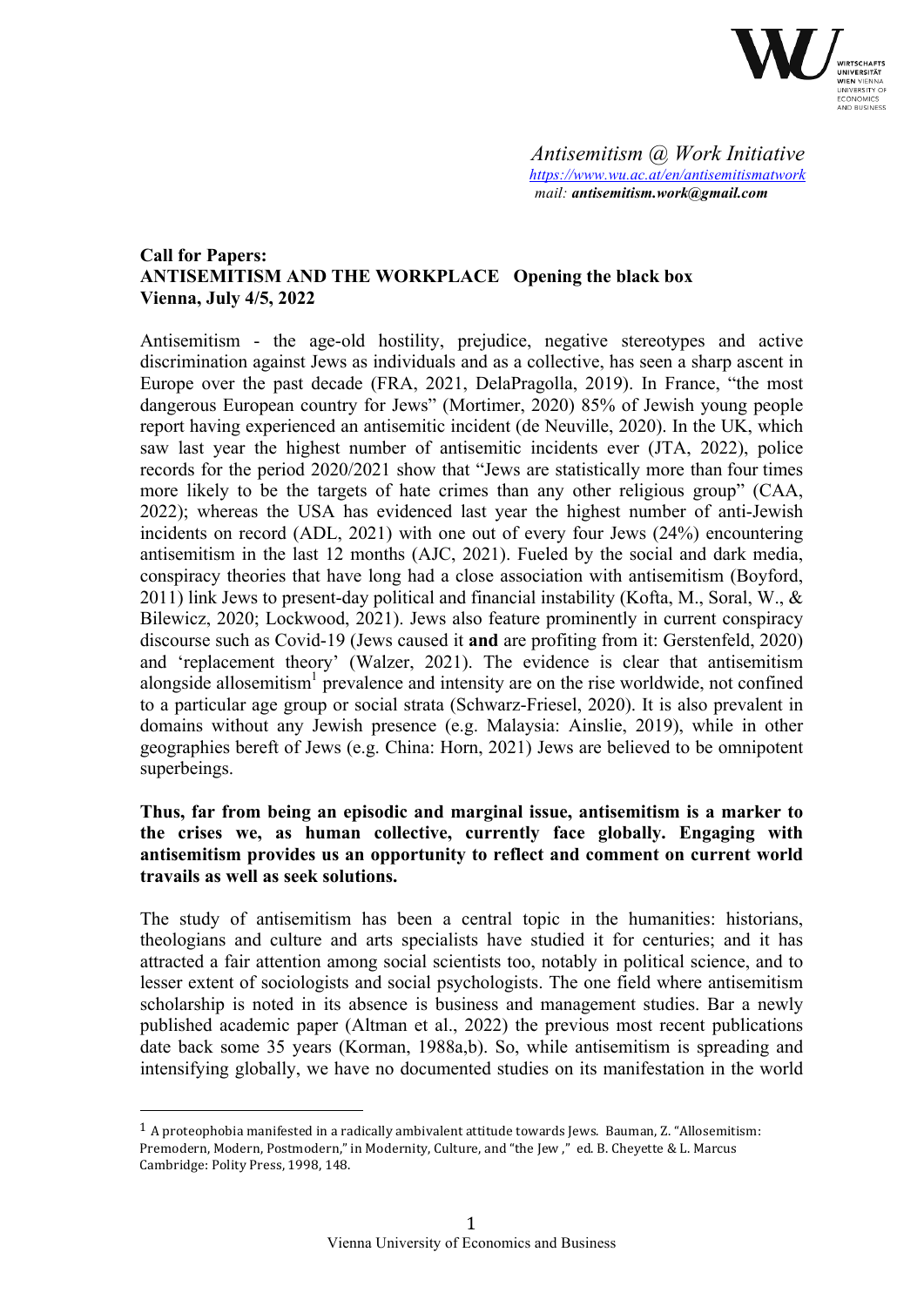*Antisemitism @ Work Initiative*
*https://www.wu.ac.at/en/antisemitismatwork*
*mail: **antisemitism.work@gmail.com***

**Call for Papers:**
**ANTISEMITISM AND THE WORKPLACE Opening the black box**
**Vienna, July 4/5, 2022**

Antisemitism - the age-old hostility, prejudice, negative stereotypes and active discrimination against Jews as individuals and as a collective, has seen a sharp ascent in Europe over the past decade (FRA, 2021, DelaPragolla, 2019). In France, "the most dangerous European country for Jews" (Mortimer, 2020) 85% of Jewish young people report having experienced an antisemitic incident (de Neuville, 2020). In the UK, which saw last year the highest number of antisemitic incidents ever (JTA, 2022), police records for the period 2020/2021 show that "Jews are statistically more than four times more likely to be the targets of hate crimes than any other religious group" (CAA, 2022); whereas the USA has evidenced last year the highest number of anti-Jewish incidents on record (ADL, 2021) with one out of every four Jews (24%) encountering antisemitism in the last 12 months (AJC, 2021). Fueled by the social and dark media, conspiracy theories that have long had a close association with antisemitism (Boyford, 2011) link Jews to present-day political and financial instability (Kofta, M., Soral, W., & Bilewicz, 2020; Lockwood, 2021). Jews also feature prominently in current conspiracy discourse such as Covid-19 (Jews caused it **and** are profiting from it: Gerstenfeld, 2020) and 'replacement theory' (Walzer, 2021). The evidence is clear that antisemitism alongside allosemitism[1] prevalence and intensity are on the rise worldwide, not confined to a particular age group or social strata (Schwarz-Friesel, 2020). It is also prevalent in domains without any Jewish presence (e.g. Malaysia: Ainslie, 2019), while in other geographies bereft of Jews (e.g. China: Horn, 2021) Jews are believed to be omnipotent superbeings.

**Thus, far from being an episodic and marginal issue, antisemitism is a marker to the crises we, as human collective, currently face globally. Engaging with antisemitism provides us an opportunity to reflect and comment on current world travails as well as seek solutions.**

The study of antisemitism has been a central topic in the humanities: historians, theologians and culture and arts specialists have studied it for centuries; and it has attracted a fair attention among social scientists too, notably in political science, and to lesser extent of sociologists and social psychologists. The one field where antisemitism scholarship is noted in its absence is business and management studies. Bar a newly published academic paper (Altman et al., 2022) the previous most recent publications date back some 35 years (Korman, 1988a,b). So, while antisemitism is spreading and intensifying globally, we have no documented studies on its manifestation in the world

---

[1] A proteophobia manifested in a radically ambivalent attitude towards Jews. Bauman, Z. "Allosemitism: Premodern, Modern, Postmodern," in Modernity, Culture, and "the Jew," ed. B. Cheyette & L. Marcus Cambridge: Polity Press, 1998, 148.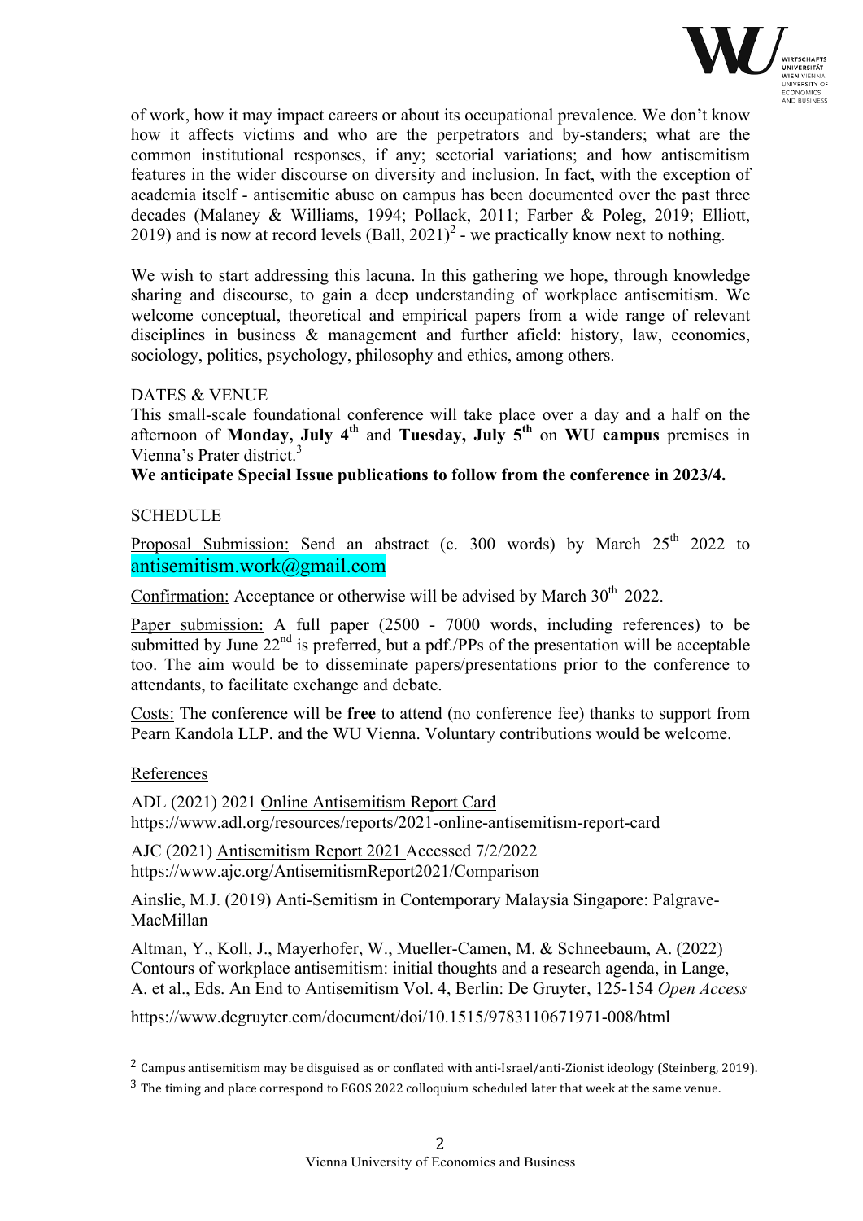of work, how it may impact careers or about its occupational prevalence. We don't know how it affects victims and who are the perpetrators and by-standers; what are the common institutional responses, if any; sectorial variations; and how antisemitism features in the wider discourse on diversity and inclusion. In fact, with the exception of academia itself - antisemitic abuse on campus has been documented over the past three decades (Malaney & Williams, 1994; Pollack, 2011; Farber & Poleg, 2019; Elliott, 2019) and is now at record levels (Ball, 2021)[2] - we practically know next to nothing.

We wish to start addressing this lacuna. In this gathering we hope, through knowledge sharing and discourse, to gain a deep understanding of workplace antisemitism. We welcome conceptual, theoretical and empirical papers from a wide range of relevant disciplines in business & management and further afield: history, law, economics, sociology, politics, psychology, philosophy and ethics, among others.

## DATES & VENUE

This small-scale foundational conference will take place over a day and a half on the afternoon of **Monday, July 4th** and **Tuesday, July 5th** on **WU campus** premises in Vienna's Prater district.[3]

**We anticipate Special Issue publications to follow from the conference in 2023/4.**

## SCHEDULE

Proposal Submission: Send an abstract (c. 300 words) by March 25th 2022 to antisemitism.work@gmail.com

Confirmation: Acceptance or otherwise will be advised by March 30th 2022.

Paper submission: A full paper (2500 - 7000 words, including references) to be submitted by June 22nd is preferred, but a pdf./PPs of the presentation will be acceptable too. The aim would be to disseminate papers/presentations prior to the conference to attendants, to facilitate exchange and debate.

Costs: The conference will be **free** to attend (no conference fee) thanks to support from Pearn Kandola LLP. and the WU Vienna. Voluntary contributions would be welcome.

## References

ADL (2021) 2021 Online Antisemitism Report Card https://www.adl.org/resources/reports/2021-online-antisemitism-report-card

AJC (2021) Antisemitism Report 2021 Accessed 7/2/2022 https://www.ajc.org/AntisemitismReport2021/Comparison

Ainslie, M.J. (2019) Anti-Semitism in Contemporary Malaysia Singapore: Palgrave-MacMillan

Altman, Y., Koll, J., Mayerhofer, W., Mueller-Camen, M. & Schneebaum, A. (2022) Contours of workplace antisemitism: initial thoughts and a research agenda, in Lange, A. et al., Eds. An End to Antisemitism Vol. 4, Berlin: De Gruyter, 125-154 *Open Access*

https://www.degruyter.com/document/doi/10.1515/9783110671971-008/html

---

[2] Campus antisemitism may be disguised as or conflated with anti-Israel/anti-Zionist ideology (Steinberg, 2019).

[3] The timing and place correspond to EGOS 2022 colloquium scheduled later that week at the same venue.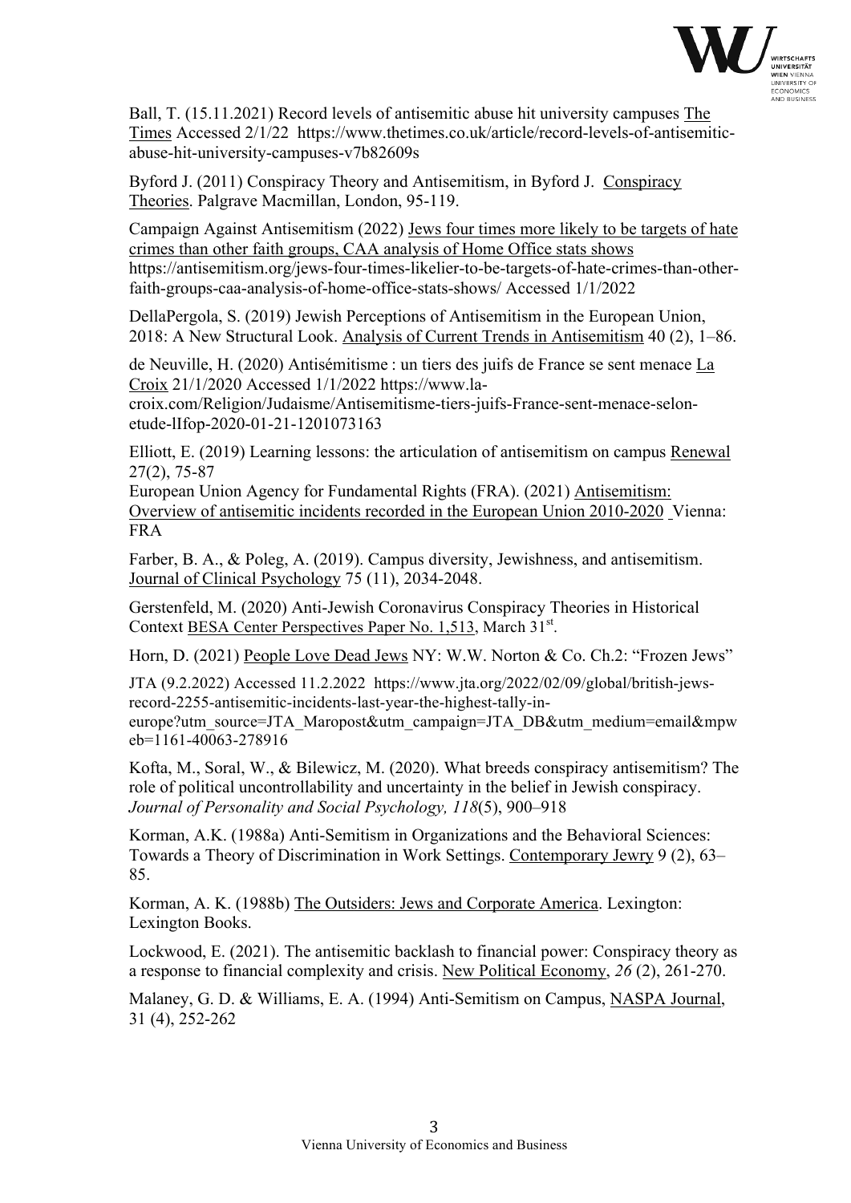Ball, T. (15.11.2021) Record levels of antisemitic abuse hit university campuses The Times Accessed 2/1/22 https://www.thetimes.co.uk/article/record-levels-of-antisemitic-abuse-hit-university-campuses-v7b82609s

Byford J. (2011) Conspiracy Theory and Antisemitism, in Byford J. Conspiracy Theories. Palgrave Macmillan, London, 95-119.

Campaign Against Antisemitism (2022) Jews four times more likely to be targets of hate crimes than other faith groups, CAA analysis of Home Office stats shows https://antisemitism.org/jews-four-times-likelier-to-be-targets-of-hate-crimes-than-other-faith-groups-caa-analysis-of-home-office-stats-shows/ Accessed 1/1/2022

DellaPergola, S. (2019) Jewish Perceptions of Antisemitism in the European Union, 2018: A New Structural Look. Analysis of Current Trends in Antisemitism 40 (2), 1–86.

de Neuville, H. (2020) Antisémitisme : un tiers des juifs de France se sent menace La Croix 21/1/2020 Accessed 1/1/2022 https://www.la-croix.com/Religion/Judaisme/Antisemitisme-tiers-juifs-France-sent-menace-selon-etude-lIfop-2020-01-21-1201073163

Elliott, E. (2019) Learning lessons: the articulation of antisemitism on campus Renewal 27(2), 75-87

European Union Agency for Fundamental Rights (FRA). (2021) Antisemitism: Overview of antisemitic incidents recorded in the European Union 2010-2020 Vienna: FRA

Farber, B. A., & Poleg, A. (2019). Campus diversity, Jewishness, and antisemitism. Journal of Clinical Psychology 75 (11), 2034-2048.

Gerstenfeld, M. (2020) Anti-Jewish Coronavirus Conspiracy Theories in Historical Context BESA Center Perspectives Paper No. 1,513, March 31st.

Horn, D. (2021) People Love Dead Jews NY: W.W. Norton & Co. Ch.2: "Frozen Jews"

JTA (9.2.2022) Accessed 11.2.2022 https://www.jta.org/2022/02/09/global/british-jews-record-2255-antisemitic-incidents-last-year-the-highest-tally-in-europe?utm_source=JTA_Maropost&utm_campaign=JTA_DB&utm_medium=email&mpweb=1161-40063-278916

Kofta, M., Soral, W., & Bilewicz, M. (2020). What breeds conspiracy antisemitism? The role of political uncontrollability and uncertainty in the belief in Jewish conspiracy. *Journal of Personality and Social Psychology, 118*(5), 900–918

Korman, A.K. (1988a) Anti-Semitism in Organizations and the Behavioral Sciences: Towards a Theory of Discrimination in Work Settings. Contemporary Jewry 9 (2), 63–85.

Korman, A. K. (1988b) The Outsiders: Jews and Corporate America. Lexington: Lexington Books.

Lockwood, E. (2021). The antisemitic backlash to financial power: Conspiracy theory as a response to financial complexity and crisis. New Political Economy, *26* (2), 261-270.

Malaney, G. D. & Williams, E. A. (1994) Anti-Semitism on Campus, NASPA Journal, 31 (4), 252-262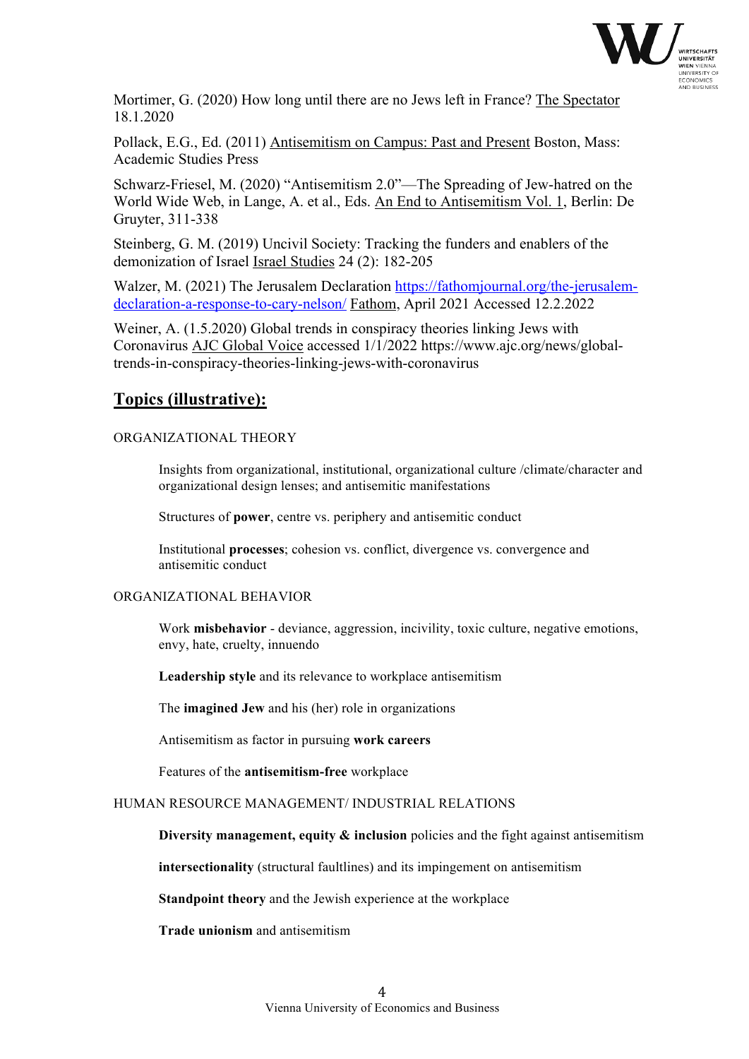Mortimer, G. (2020) How long until there are no Jews left in France? The Spectator 18.1.2020

Pollack, E.G., Ed. (2011) Antisemitism on Campus: Past and Present Boston, Mass: Academic Studies Press

Schwarz-Friesel, M. (2020) "Antisemitism 2.0"—The Spreading of Jew-hatred on the World Wide Web, in Lange, A. et al., Eds. An End to Antisemitism Vol. 1, Berlin: De Gruyter, 311-338

Steinberg, G. M. (2019) Uncivil Society: Tracking the funders and enablers of the demonization of Israel Israel Studies 24 (2): 182-205

Walzer, M. (2021) The Jerusalem Declaration https://fathomjournal.org/the-jerusalem-declaration-a-response-to-cary-nelson/ Fathom, April 2021 Accessed 12.2.2022

Weiner, A. (1.5.2020) Global trends in conspiracy theories linking Jews with Coronavirus AJC Global Voice accessed 1/1/2022 https://www.ajc.org/news/global-trends-in-conspiracy-theories-linking-jews-with-coronavirus

## Topics (illustrative):

ORGANIZATIONAL THEORY

Insights from organizational, institutional, organizational culture /climate/character and organizational design lenses; and antisemitic manifestations

Structures of **power**, centre vs. periphery and antisemitic conduct

Institutional **processes**; cohesion vs. conflict, divergence vs. convergence and antisemitic conduct

ORGANIZATIONAL BEHAVIOR

Work **misbehavior** - deviance, aggression, incivility, toxic culture, negative emotions, envy, hate, cruelty, innuendo

**Leadership style** and its relevance to workplace antisemitism

The **imagined Jew** and his (her) role in organizations

Antisemitism as factor in pursuing **work careers**

Features of the **antisemitism-free** workplace

HUMAN RESOURCE MANAGEMENT/ INDUSTRIAL RELATIONS

**Diversity management, equity & inclusion** policies and the fight against antisemitism

**intersectionality** (structural faultlines) and its impingement on antisemitism

**Standpoint theory** and the Jewish experience at the workplace

**Trade unionism** and antisemitism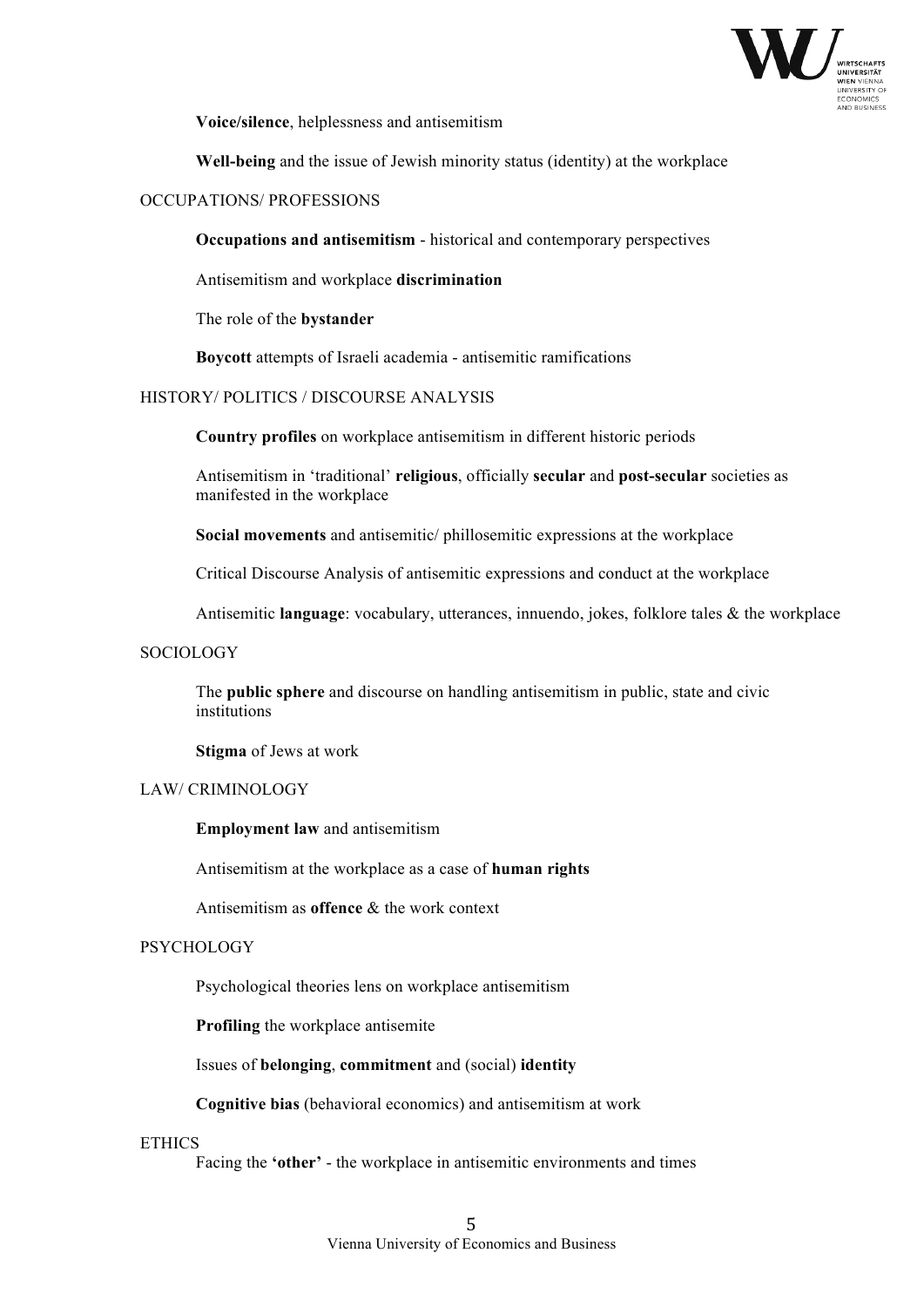**Voice/silence**, helplessness and antisemitism

**Well-being** and the issue of Jewish minority status (identity) at the workplace

## OCCUPATIONS/ PROFESSIONS

**Occupations and antisemitism** - historical and contemporary perspectives

Antisemitism and workplace **discrimination**

The role of the **bystander**

**Boycott** attempts of Israeli academia - antisemitic ramifications

## HISTORY/ POLITICS / DISCOURSE ANALYSIS

**Country profiles** on workplace antisemitism in different historic periods

Antisemitism in 'traditional' **religious**, officially **secular** and **post-secular** societies as manifested in the workplace

**Social movements** and antisemitic/ phillosemitic expressions at the workplace

Critical Discourse Analysis of antisemitic expressions and conduct at the workplace

Antisemitic **language**: vocabulary, utterances, innuendo, jokes, folklore tales & the workplace

## SOCIOLOGY

The **public sphere** and discourse on handling antisemitism in public, state and civic institutions

**Stigma** of Jews at work

## LAW/ CRIMINOLOGY

**Employment law** and antisemitism

Antisemitism at the workplace as a case of **human rights**

Antisemitism as **offence** & the work context

## PSYCHOLOGY

Psychological theories lens on workplace antisemitism

**Profiling** the workplace antisemite

Issues of **belonging**, **commitment** and (social) **identity**

**Cognitive bias** (behavioral economics) and antisemitism at work

## ETHICS

Facing the **'other'** - the workplace in antisemitic environments and times